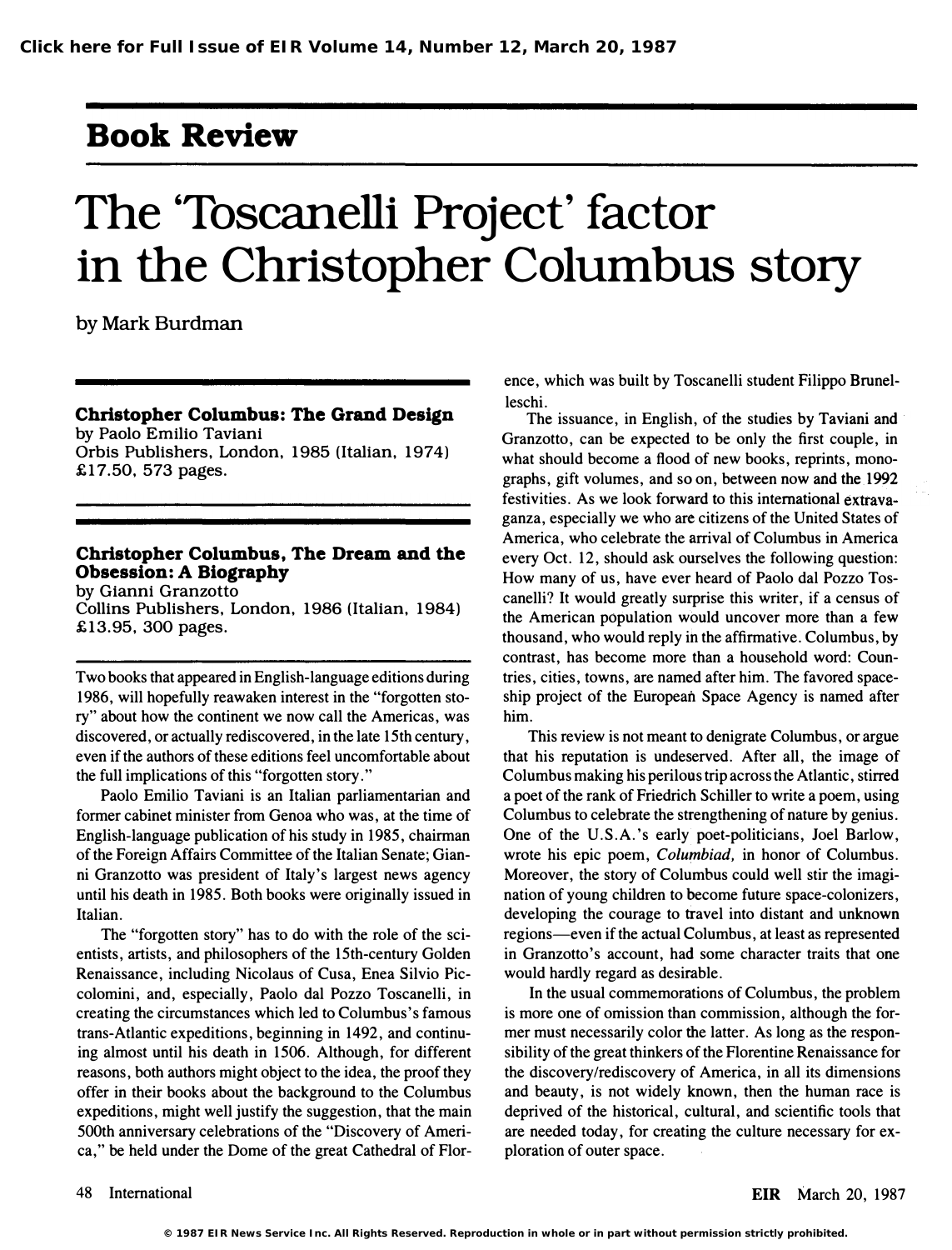## Book Review

# The 'Toscanelli Project' factor in the Christopher Columbus story

by Mark Burdman

**Christopher Columbus: The Grand Design**
by Paolo Emilio Taviani
Orbis Publishers, London, 1985 (Italian, 1974)
£17.50, 573 pages.

**Christopher Columbus, The Dream and the Obsession: A Biography**
by Gianni Granzotto
Collins Publishers, London, 1986 (Italian, 1984)
£13.95, 300 pages.

Two books that appeared in English-language editions during 1986, will hopefully reawaken interest in the "forgotten story" about how the continent we now call the Americas, was discovered, or actually rediscovered, in the late 15th century, even if the authors of these editions feel uncomfortable about the full implications of this "forgotten story."

Paolo Emilio Taviani is an Italian parliamentarian and former cabinet minister from Genoa who was, at the time of English-language publication of his study in 1985, chairman of the Foreign Affairs Committee of the Italian Senate; Gianni Granzotto was president of Italy's largest news agency until his death in 1985. Both books were originally issued in Italian.

The "forgotten story" has to do with the role of the scientists, artists, and philosophers of the 15th-century Golden Renaissance, including Nicolaus of Cusa, Enea Silvio Piccolomini, and, especially, Paolo dal Pozzo Toscanelli, in creating the circumstances which led to Columbus's famous trans-Atlantic expeditions, beginning in 1492, and continuing almost until his death in 1506. Although, for different reasons, both authors might object to the idea, the proof they offer in their books about the background to the Columbus expeditions, might well justify the suggestion, that the main 500th anniversary celebrations of the "Discovery of America," be held under the Dome of the great Cathedral of Florence, which was built by Toscanelli student Filippo Brunelleschi.

The issuance, in English, of the studies by Taviani and Granzotto, can be expected to be only the first couple, in what should become a flood of new books, reprints, monographs, gift volumes, and so on, between now and the 1992 festivities. As we look forward to this international extravaganza, especially we who are citizens of the United States of America, who celebrate the arrival of Columbus in America every Oct. 12, should ask ourselves the following question: How many of us, have ever heard of Paolo dal Pozzo Toscanelli? It would greatly surprise this writer, if a census of the American population would uncover more than a few thousand, who would reply in the affirmative. Columbus, by contrast, has become more than a household word: Countries, cities, towns, are named after him. The favored spaceship project of the European Space Agency is named after him.

This review is not meant to denigrate Columbus, or argue that his reputation is undeserved. After all, the image of Columbus making his perilous trip across the Atlantic, stirred a poet of the rank of Friedrich Schiller to write a poem, using Columbus to celebrate the strengthening of nature by genius. One of the U.S.A.'s early poet-politicians, Joel Barlow, wrote his epic poem, *Columbiad,* in honor of Columbus. Moreover, the story of Columbus could well stir the imagination of young children to become future space-colonizers, developing the courage to travel into distant and unknown regions—even if the actual Columbus, at least as represented in Granzotto's account, had some character traits that one would hardly regard as desirable.

In the usual commemorations of Columbus, the problem is more one of omission than commission, although the former must necessarily color the latter. As long as the responsibility of the great thinkers of the Florentine Renaissance for the discovery/rediscovery of America, in all its dimensions and beauty, is not widely known, then the human race is deprived of the historical, cultural, and scientific tools that are needed today, for creating the culture necessary for exploration of outer space.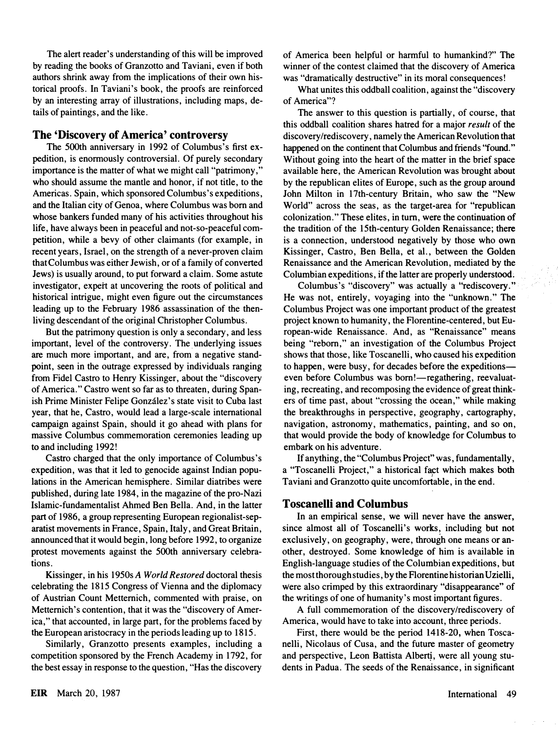The alert reader's understanding of this will be improved by reading the books of Granzotto and Taviani, even if both authors shrink away from the implications of their own historical proofs. In Taviani's book, the proofs are reinforced by an interesting array of illustrations, including maps, details of paintings, and the like.

## The 'Discovery of America' controversy

The 500th anniversary in 1992 of Columbus's first expedition, is enormously controversial. Of purely secondary importance is the matter of what we might call "patrimony," who should assume the mantle and honor, if not title, to the Americas. Spain, which sponsored Columbus's expeditions, and the Italian city of Genoa, where Columbus was born and whose bankers funded many of his activities throughout his life, have always been in peaceful and not-so-peaceful competition, while a bevy of other claimants (for example, in recent years, Israel, on the strength of a never-proven claim that Columbus was either Jewish, or of a family of converted Jews) is usually around, to put forward a claim. Some astute investigator, expert at uncovering the roots of political and historical intrigue, might even figure out the circumstances leading up to the February 1986 assassination of the then-living descendant of the original Christopher Columbus.

But the patrimony question is only a secondary, and less important, level of the controversy. The underlying issues are much more important, and are, from a negative standpoint, seen in the outrage expressed by individuals ranging from Fidel Castro to Henry Kissinger, about the "discovery of America." Castro went so far as to threaten, during Spanish Prime Minister Felipe González's state visit to Cuba last year, that he, Castro, would lead a large-scale international campaign against Spain, should it go ahead with plans for massive Columbus commemoration ceremonies leading up to and including 1992!

Castro charged that the only importance of Columbus's expedition, was that it led to genocide against Indian populations in the American hemisphere. Similar diatribes were published, during late 1984, in the magazine of the pro-Nazi Islamic-fundamentalist Ahmed Ben Bella. And, in the latter part of 1986, a group representing European regionalist-separatist movements in France, Spain, Italy, and Great Britain, announced that it would begin, long before 1992, to organize protest movements against the 500th anniversary celebrations.

Kissinger, in his 1950s *A World Restored* doctoral thesis celebrating the 1815 Congress of Vienna and the diplomacy of Austrian Count Metternich, commented with praise, on Metternich's contention, that it was the "discovery of America," that accounted, in large part, for the problems faced by the European aristocracy in the periods leading up to 1815.

Similarly, Granzotto presents examples, including a competition sponsored by the French Academy in 1792, for the best essay in response to the question, "Has the discovery of America been helpful or harmful to humankind?" The winner of the contest claimed that the discovery of America was "dramatically destructive" in its moral consequences!

What unites this oddball coalition, against the "discovery of America"?

The answer to this question is partially, of course, that this oddball coalition shares hatred for a major *result* of the discovery/rediscovery, namely the American Revolution that happened on the continent that Columbus and friends "found." Without going into the heart of the matter in the brief space available here, the American Revolution was brought about by the republican elites of Europe, such as the group around John Milton in 17th-century Britain, who saw the "New World" across the seas, as the target-area for "republican colonization." These elites, in turn, were the continuation of the tradition of the 15th-century Golden Renaissance; there is a connection, understood negatively by those who own Kissinger, Castro, Ben Bella, et al., between the Golden Renaissance and the American Revolution, mediated by the Columbian expeditions, if the latter are properly understood.

Columbus's "discovery" was actually a "rediscovery." He was not, entirely, voyaging into the "unknown." The Columbus Project was one important product of the greatest project known to humanity, the Florentine-centered, but European-wide Renaissance. And, as "Renaissance" means being "reborn," an investigation of the Columbus Project shows that those, like Toscanelli, who caused his expedition to happen, were busy, for decades before the expeditions—even before Columbus was born!—regathering, reevaluating, recreating, and recomposing the evidence of great thinkers of time past, about "crossing the ocean," while making the breakthroughs in perspective, geography, cartography, navigation, astronomy, mathematics, painting, and so on, that would provide the body of knowledge for Columbus to embark on his adventure.

If anything, the "Columbus Project" was, fundamentally, a "Toscanelli Project," a historical fact which makes both Taviani and Granzotto quite uncomfortable, in the end.

## Toscanelli and Columbus

In an empirical sense, we will never have the answer, since almost all of Toscanelli's works, including but not exclusively, on geography, were, through one means or another, destroyed. Some knowledge of him is available in English-language studies of the Columbian expeditions, but the most thorough studies, by the Florentine historian Uzielli, were also crimped by this extraordinary "disappearance" of the writings of one of humanity's most important figures.

A full commemoration of the discovery/rediscovery of America, would have to take into account, three periods.

First, there would be the period 1418-20, when Toscanelli, Nicolaus of Cusa, and the future master of geometry and perspective, Leon Battista Alberti, were all young students in Padua. The seeds of the Renaissance, in significant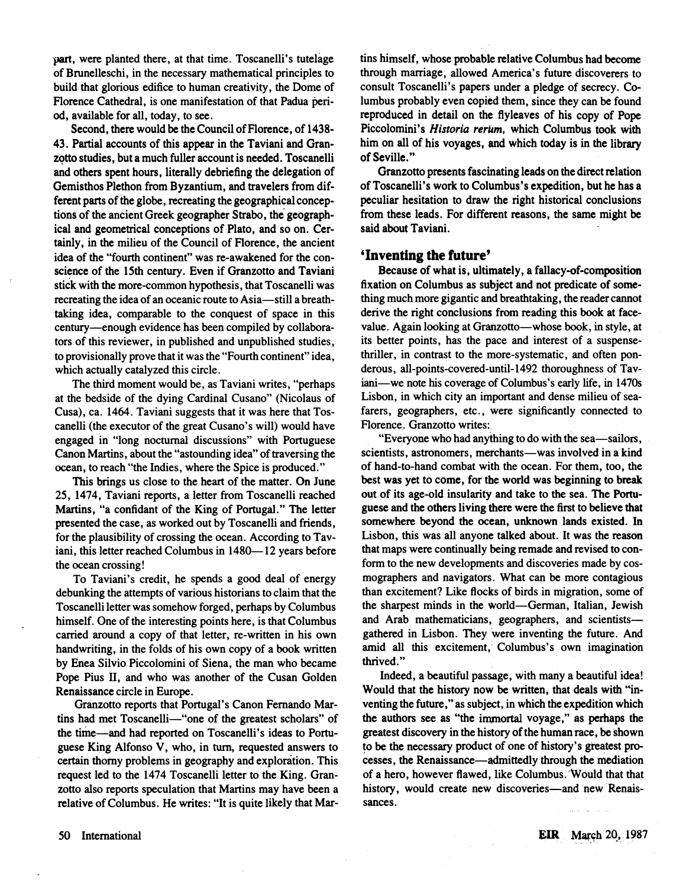part, were planted there, at that time. Toscanelli's tutelage of Brunelleschi, in the necessary mathematical principles to build that glorious edifice to human creativity, the Dome of Florence Cathedral, is one manifestation of that Padua period, available for all, today, to see.

Second, there would be the Council of Florence, of 1438-43. Partial accounts of this appear in the Taviani and Granzotto studies, but a much fuller account is needed. Toscanelli and others spent hours, literally debriefing the delegation of Gemisthos Plethon from Byzantium, and travelers from different parts of the globe, recreating the geographical conceptions of the ancient Greek geographer Strabo, the geographical and geometrical conceptions of Plato, and so on. Certainly, in the milieu of the Council of Florence, the ancient idea of the "fourth continent" was re-awakened for the conscience of the 15th century. Even if Granzotto and Taviani stick with the more-common hypothesis, that Toscanelli was recreating the idea of an oceanic route to Asia—still a breathtaking idea, comparable to the conquest of space in this century—enough evidence has been compiled by collaborators of this reviewer, in published and unpublished studies, to provisionally prove that it was the "Fourth continent" idea, which actually catalyzed this circle.

The third moment would be, as Taviani writes, "perhaps at the bedside of the dying Cardinal Cusano" (Nicolaus of Cusa), ca. 1464. Taviani suggests that it was here that Toscanelli (the executor of the great Cusano's will) would have engaged in "long nocturnal discussions" with Portuguese Canon Martins, about the "astounding idea" of traversing the ocean, to reach "the Indies, where the Spice is produced."

This brings us close to the heart of the matter. On June 25, 1474, Taviani reports, a letter from Toscanelli reached Martins, "a confidant of the King of Portugal." The letter presented the case, as worked out by Toscanelli and friends, for the plausibility of crossing the ocean. According to Taviani, this letter reached Columbus in 1480—12 years before the ocean crossing!

To Taviani's credit, he spends a good deal of energy debunking the attempts of various historians to claim that the Toscanelli letter was somehow forged, perhaps by Columbus himself. One of the interesting points here, is that Columbus carried around a copy of that letter, re-written in his own handwriting, in the folds of his own copy of a book written by Enea Silvio Piccolomini of Siena, the man who became Pope Pius II, and who was another of the Cusan Golden Renaissance circle in Europe.

Granzotto reports that Portugal's Canon Fernando Martins had met Toscanelli—"one of the greatest scholars" of the time—and had reported on Toscanelli's ideas to Portuguese King Alfonso V, who, in turn, requested answers to certain thorny problems in geography and exploration. This request led to the 1474 Toscanelli letter to the King. Granzotto also reports speculation that Martins may have been a relative of Columbus. He writes: "It is quite likely that Martins himself, whose probable relative Columbus had become through marriage, allowed America's future discoverers to consult Toscanelli's papers under a pledge of secrecy. Columbus probably even copied them, since they can be found reproduced in detail on the flyleaves of his copy of Pope Piccolomini's *Historia rerum*, which Columbus took with him on all of his voyages, and which today is in the library of Seville."

Granzotto presents fascinating leads on the direct relation of Toscanelli's work to Columbus's expedition, but he has a peculiar hesitation to draw the right historical conclusions from these leads. For different reasons, the same might be said about Taviani.

## 'Inventing the future'

Because of what is, ultimately, a fallacy-of-composition fixation on Columbus as subject and not predicate of something much more gigantic and breathtaking, the reader cannot derive the right conclusions from reading this book at face-value. Again looking at Granzotto—whose book, in style, at its better points, has the pace and interest of a suspense-thriller, in contrast to the more-systematic, and often ponderous, all-points-covered-until-1492 thoroughness of Taviani—we note his coverage of Columbus's early life, in 1470s Lisbon, in which city an important and dense milieu of seafarers, geographers, etc., were significantly connected to Florence. Granzotto writes:

"Everyone who had anything to do with the sea—sailors, scientists, astronomers, merchants—was involved in a kind of hand-to-hand combat with the ocean. For them, too, the best was yet to come, for the world was beginning to break out of its age-old insularity and take to the sea. The Portuguese and the others living there were the first to believe that somewhere beyond the ocean, unknown lands existed. In Lisbon, this was all anyone talked about. It was the reason that maps were continually being remade and revised to conform to the new developments and discoveries made by cosmographers and navigators. What can be more contagious than excitement? Like flocks of birds in migration, some of the sharpest minds in the world—German, Italian, Jewish and Arab mathematicians, geographers, and scientists—gathered in Lisbon. They were inventing the future. And amid all this excitement, Columbus's own imagination thrived."

Indeed, a beautiful passage, with many a beautiful idea! Would that the history now be written, that deals with "inventing the future," as subject, in which the expedition which the authors see as "the immortal voyage," as perhaps the greatest discovery in the history of the human race, be shown to be the necessary product of one of history's greatest processes, the Renaissance—admittedly through the mediation of a hero, however flawed, like Columbus. Would that that history, would create new discoveries—and new Renaissances.